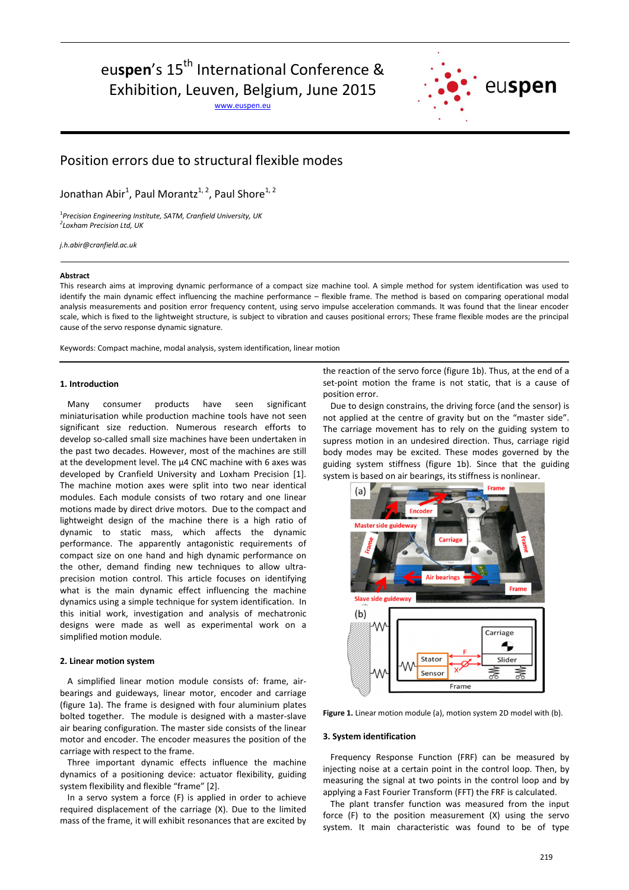euspen's 15th International Conference & Exhibition, Leuven, Belgium, June 2015

www.euspen.eu

# Position errors due to structural flexible modes

Jonathan Abir[1], Paul Morantz[1, 2], Paul Shore[1, 2]

[1]*Precision Engineering Institute, SATM, Cranfield University, UK*
[2]*Loxham Precision Ltd, UK*

*j.h.abir@cranfield.ac.uk*

**Abstract**

This research aims at improving dynamic performance of a compact size machine tool. A simple method for system identification was used to identify the main dynamic effect influencing the machine performance – flexible frame. The method is based on comparing operational modal analysis measurements and position error frequency content, using servo impulse acceleration commands. It was found that the linear encoder scale, which is fixed to the lightweight structure, is subject to vibration and causes positional errors; These frame flexible modes are the principal cause of the servo response dynamic signature.

Keywords: Compact machine, modal analysis, system identification, linear motion

## 1. Introduction

Many consumer products have seen significant miniaturisation while production machine tools have not seen significant size reduction. Numerous research efforts to develop so-called small size machines have been undertaken in the past two decades. However, most of the machines are still at the development level. The µ4 CNC machine with 6 axes was developed by Cranfield University and Loxham Precision [1]. The machine motion axes were split into two near identical modules. Each module consists of two rotary and one linear motions made by direct drive motors. Due to the compact and lightweight design of the machine there is a high ratio of dynamic to static mass, which affects the dynamic performance. The apparently antagonistic requirements of compact size on one hand and high dynamic performance on the other, demand finding new techniques to allow ultra-precision motion control. This article focuses on identifying what is the main dynamic effect influencing the machine dynamics using a simple technique for system identification. In this initial work, investigation and analysis of mechatronic designs were made as well as experimental work on a simplified motion module.

## 2. Linear motion system

A simplified linear motion module consists of: frame, air-bearings and guideways, linear motor, encoder and carriage (figure 1a). The frame is designed with four aluminium plates bolted together. The module is designed with a master-slave air bearing configuration. The master side consists of the linear motor and encoder. The encoder measures the position of the carriage with respect to the frame.

Three important dynamic effects influence the machine dynamics of a positioning device: actuator flexibility, guiding system flexibility and flexible "frame" [2].

In a servo system a force (F) is applied in order to achieve required displacement of the carriage (X). Due to the limited mass of the frame, it will exhibit resonances that are excited by the reaction of the servo force (figure 1b). Thus, at the end of a set-point motion the frame is not static, that is a cause of position error.

Due to design constrains, the driving force (and the sensor) is not applied at the centre of gravity but on the "master side". The carriage movement has to rely on the guiding system to supress motion in an undesired direction. Thus, carriage rigid body modes may be excited. These modes governed by the guiding system stiffness (figure 1b). Since that the guiding system is based on air bearings, its stiffness is nonlinear.

(a)
Frame
Encoder
Master side guideway
Frame
Carriage
Frame
Air bearings
Frame
Slave side guideway

(b)
Carriage
Stator
F
Slider
Sensor
X
Frame

**Figure 1.** Linear motion module (a), motion system 2D model with (b).

## 3. System identification

Frequency Response Function (FRF) can be measured by injecting noise at a certain point in the control loop. Then, by measuring the signal at two points in the control loop and by applying a Fast Fourier Transform (FFT) the FRF is calculated.

The plant transfer function was measured from the input force (F) to the position measurement (X) using the servo system. It main characteristic was found to be of type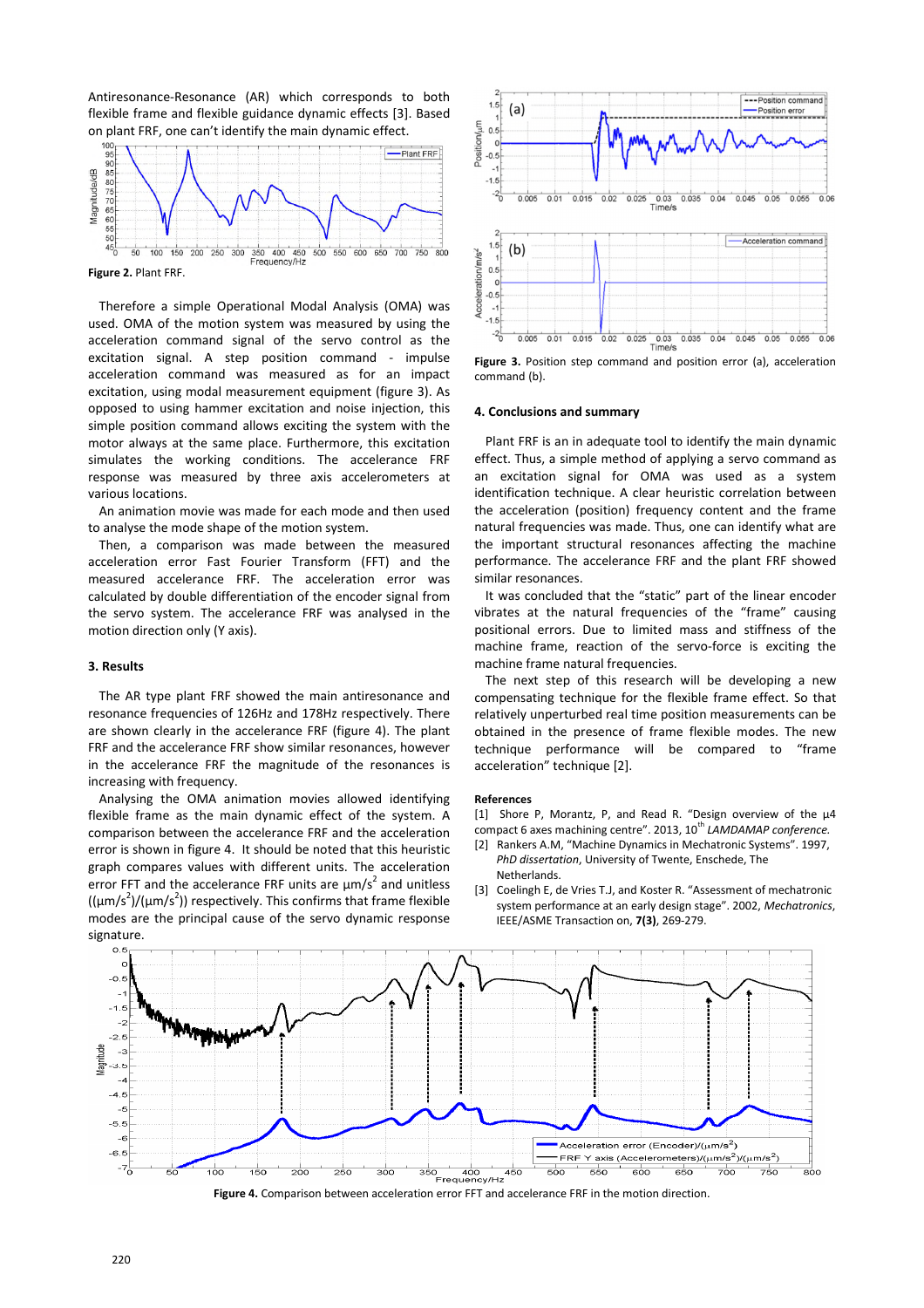Antiresonance-Resonance (AR) which corresponds to both flexible frame and flexible guidance dynamic effects [3]. Based on plant FRF, one can't identify the main dynamic effect.

Plant FRF
Magnitude/dB
Frequency/Hz

**Figure 2.** Plant FRF.

Therefore a simple Operational Modal Analysis (OMA) was used. OMA of the motion system was measured by using the acceleration command signal of the servo control as the excitation signal. A step position command - impulse acceleration command was measured as for an impact excitation, using modal measurement equipment (figure 3). As opposed to using hammer excitation and noise injection, this simple position command allows exciting the system with the motor always at the same place. Furthermore, this excitation simulates the working conditions. The accelerance FRF response was measured by three axis accelerometers at various locations.

An animation movie was made for each mode and then used to analyse the mode shape of the motion system.

Then, a comparison was made between the measured acceleration error Fast Fourier Transform (FFT) and the measured accelerance FRF. The acceleration error was calculated by double differentiation of the encoder signal from the servo system. The accelerance FRF was analysed in the motion direction only (Y axis).

### 3. Results

The AR type plant FRF showed the main antiresonance and resonance frequencies of 126Hz and 178Hz respectively. There are shown clearly in the accelerance FRF (figure 4). The plant FRF and the accelerance FRF show similar resonances, however in the accelerance FRF the magnitude of the resonances is increasing with frequency.

Analysing the OMA animation movies allowed identifying flexible frame as the main dynamic effect of the system. A comparison between the accelerance FRF and the acceleration error is shown in figure 4. It should be noted that this heuristic graph compares values with different units. The acceleration error FFT and the accelerance FRF units are $\mu m/s^2$ and unitless ($(\mu m/s^2)/(\mu m/s^2)$) respectively. This confirms that frame flexible modes are the principal cause of the servo dynamic response signature.

(a)
Position command
Position error
Position/µm
Time/s

(b)
Acceleration command
Acceleration/m/s²
Time/s

**Figure 3.** Position step command and position error (a), acceleration command (b).

### 4. Conclusions and summary

Plant FRF is an in adequate tool to identify the main dynamic effect. Thus, a simple method of applying a servo command as an excitation signal for OMA was used as a system identification technique. A clear heuristic correlation between the acceleration (position) frequency content and the frame natural frequencies was made. Thus, one can identify what are the important structural resonances affecting the machine performance. The accelerance FRF and the plant FRF showed similar resonances.

It was concluded that the "static" part of the linear encoder vibrates at the natural frequencies of the "frame" causing positional errors. Due to limited mass and stiffness of the machine frame, reaction of the servo-force is exciting the machine frame natural frequencies.

The next step of this research will be developing a new compensating technique for the flexible frame effect. So that relatively unperturbed real time position measurements can be obtained in the presence of frame flexible modes. The new technique performance will be compared to "frame acceleration" technique [2].

#### References

[1] Shore P, Morantz, P, and Read R. "Design overview of the µ4 compact 6 axes machining centre". 2013, 10th *LAMDAMAP conference.*

[2] Rankers A.M, "Machine Dynamics in Mechatronic Systems". 1997, *PhD dissertation*, University of Twente, Enschede, The Netherlands.

[3] Coelingh E, de Vries T.J, and Koster R. "Assessment of mechatronic system performance at an early design stage". 2002, *Mechatronics*, IEEE/ASME Transaction on, **7(3)**, 269-279.

Magnitude
Frequency/Hz
Acceleration error (Encoder)/(µm/s²)
FRF Y axis (Accelerometers)/(µm/s²)/(µm/s²)

**Figure 4.** Comparison between acceleration error FFT and accelerance FRF in the motion direction.